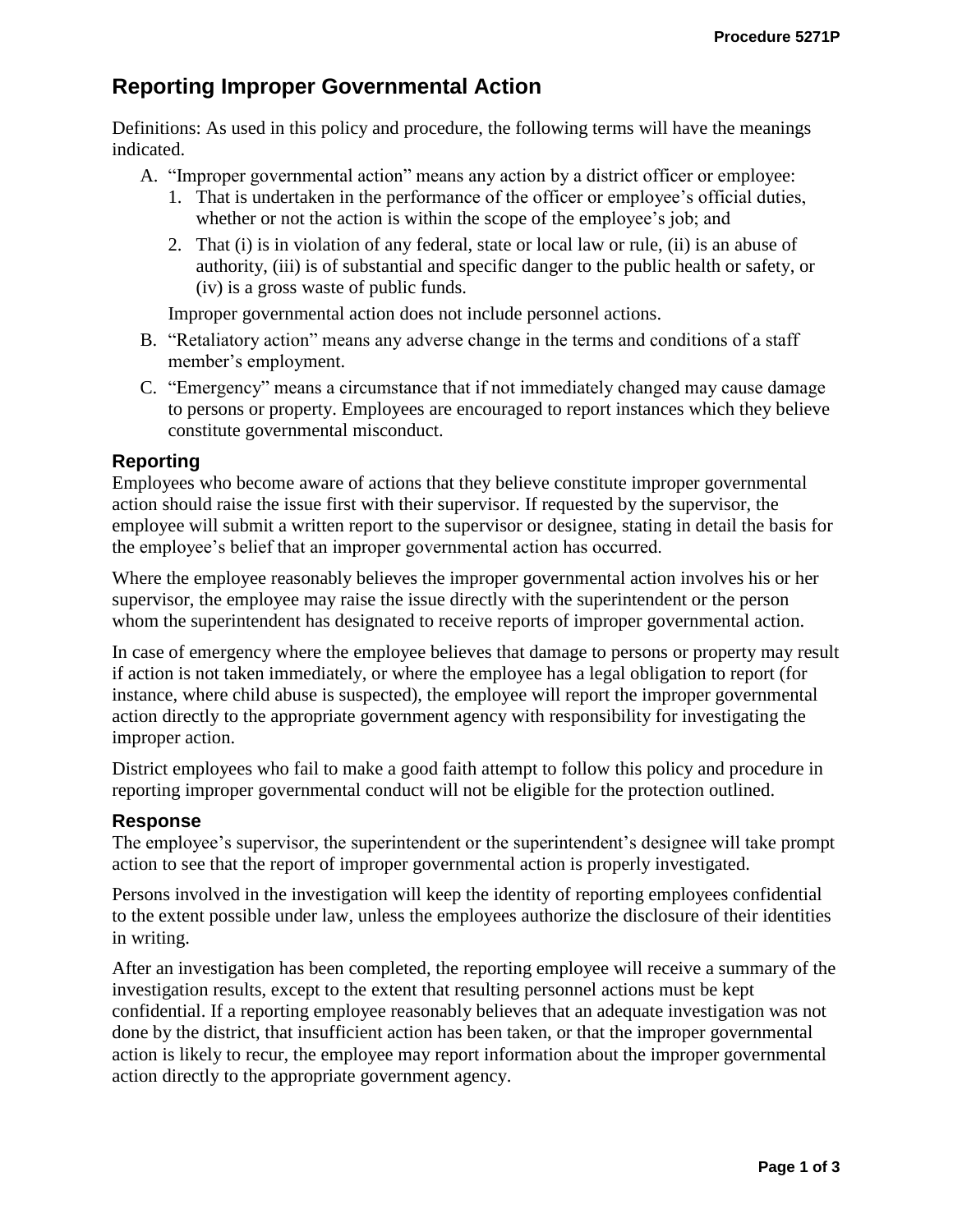# Reporting Improper Governmental Action

Definitions: As used in this policy and procedure, the following terms will have the meanings indicated.

A. "Improper governmental action" means any action by a district officer or employee:
   1. That is undertaken in the performance of the officer or employee's official duties, whether or not the action is within the scope of the employee's job; and
   2. That (i) is in violation of any federal, state or local law or rule, (ii) is an abuse of authority, (iii) is of substantial and specific danger to the public health or safety, or (iv) is a gross waste of public funds.

   Improper governmental action does not include personnel actions.

B. "Retaliatory action" means any adverse change in the terms and conditions of a staff member's employment.

C. "Emergency" means a circumstance that if not immediately changed may cause damage to persons or property. Employees are encouraged to report instances which they believe constitute governmental misconduct.

## Reporting

Employees who become aware of actions that they believe constitute improper governmental action should raise the issue first with their supervisor. If requested by the supervisor, the employee will submit a written report to the supervisor or designee, stating in detail the basis for the employee's belief that an improper governmental action has occurred.

Where the employee reasonably believes the improper governmental action involves his or her supervisor, the employee may raise the issue directly with the superintendent or the person whom the superintendent has designated to receive reports of improper governmental action.

In case of emergency where the employee believes that damage to persons or property may result if action is not taken immediately, or where the employee has a legal obligation to report (for instance, where child abuse is suspected), the employee will report the improper governmental action directly to the appropriate government agency with responsibility for investigating the improper action.

District employees who fail to make a good faith attempt to follow this policy and procedure in reporting improper governmental conduct will not be eligible for the protection outlined.

## Response

The employee's supervisor, the superintendent or the superintendent's designee will take prompt action to see that the report of improper governmental action is properly investigated.

Persons involved in the investigation will keep the identity of reporting employees confidential to the extent possible under law, unless the employees authorize the disclosure of their identities in writing.

After an investigation has been completed, the reporting employee will receive a summary of the investigation results, except to the extent that resulting personnel actions must be kept confidential. If a reporting employee reasonably believes that an adequate investigation was not done by the district, that insufficient action has been taken, or that the improper governmental action is likely to recur, the employee may report information about the improper governmental action directly to the appropriate government agency.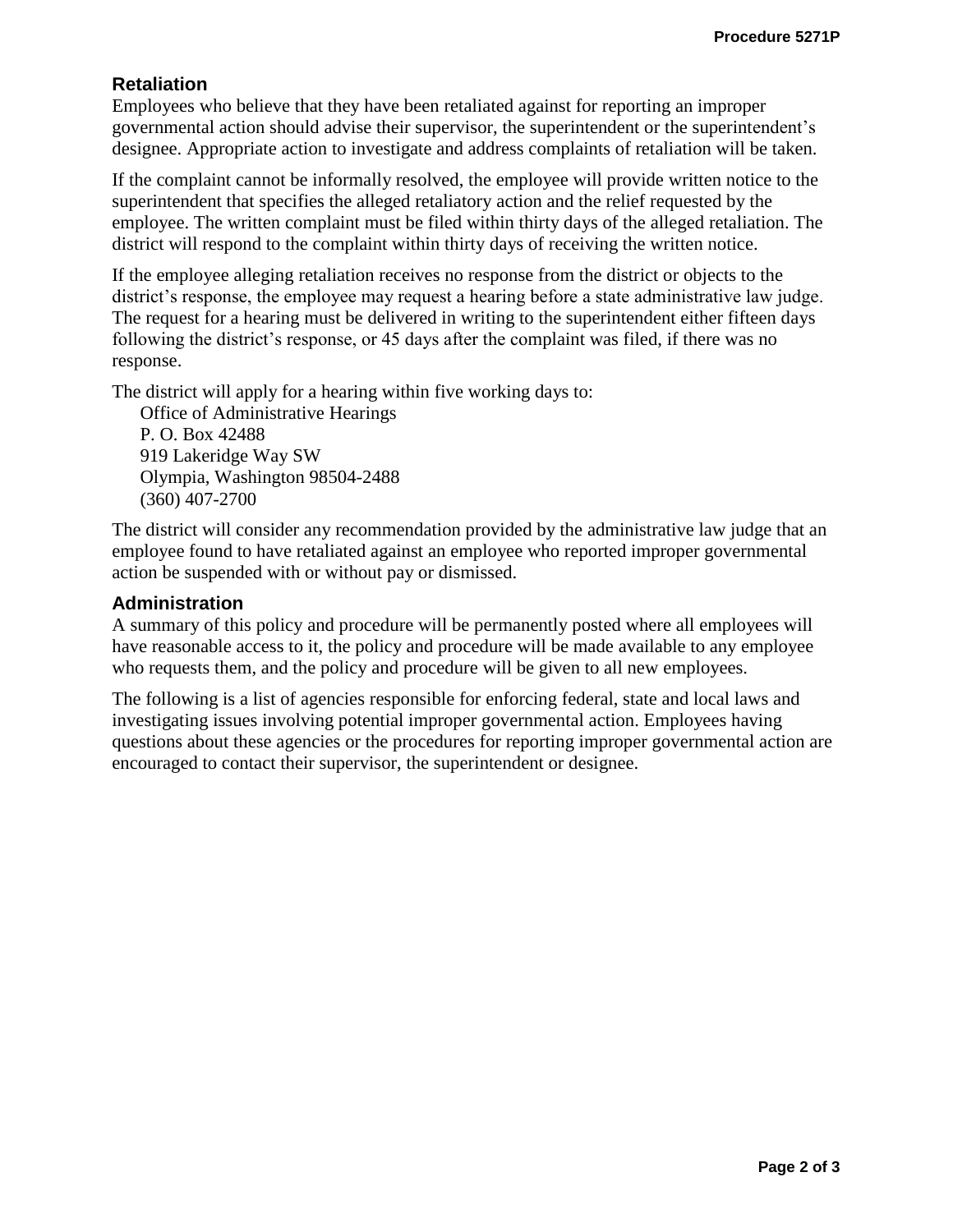## Retaliation

Employees who believe that they have been retaliated against for reporting an improper governmental action should advise their supervisor, the superintendent or the superintendent's designee. Appropriate action to investigate and address complaints of retaliation will be taken.

If the complaint cannot be informally resolved, the employee will provide written notice to the superintendent that specifies the alleged retaliatory action and the relief requested by the employee. The written complaint must be filed within thirty days of the alleged retaliation. The district will respond to the complaint within thirty days of receiving the written notice.

If the employee alleging retaliation receives no response from the district or objects to the district's response, the employee may request a hearing before a state administrative law judge. The request for a hearing must be delivered in writing to the superintendent either fifteen days following the district's response, or 45 days after the complaint was filed, if there was no response.

The district will apply for a hearing within five working days to:

Office of Administrative Hearings  
P. O. Box 42488  
919 Lakeridge Way SW  
Olympia, Washington 98504-2488  
(360) 407-2700

The district will consider any recommendation provided by the administrative law judge that an employee found to have retaliated against an employee who reported improper governmental action be suspended with or without pay or dismissed.

## Administration

A summary of this policy and procedure will be permanently posted where all employees will have reasonable access to it, the policy and procedure will be made available to any employee who requests them, and the policy and procedure will be given to all new employees.

The following is a list of agencies responsible for enforcing federal, state and local laws and investigating issues involving potential improper governmental action. Employees having questions about these agencies or the procedures for reporting improper governmental action are encouraged to contact their supervisor, the superintendent or designee.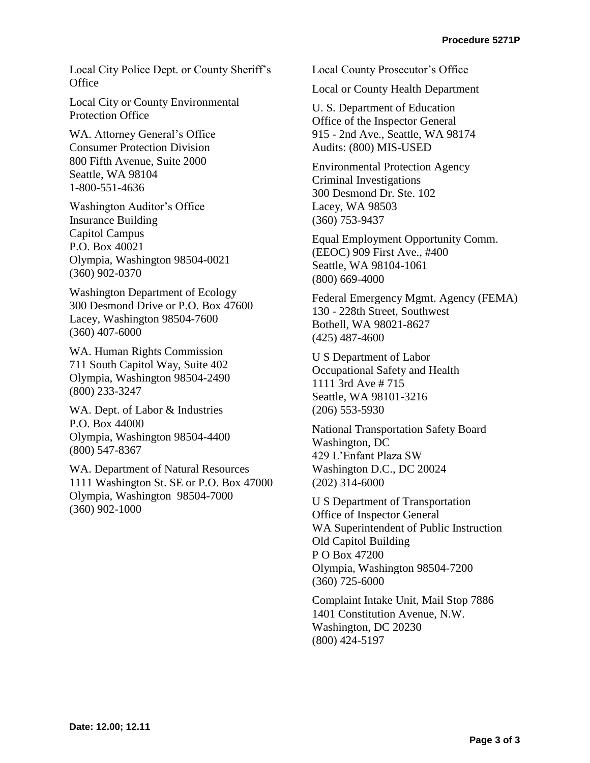Local City Police Dept. or County Sheriff's Office

Local City or County Environmental Protection Office

WA. Attorney General's Office
Consumer Protection Division
800 Fifth Avenue, Suite 2000
Seattle, WA 98104
1-800-551-4636

Washington Auditor's Office
Insurance Building
Capitol Campus
P.O. Box 40021
Olympia, Washington 98504-0021
(360) 902-0370

Washington Department of Ecology
300 Desmond Drive or P.O. Box 47600
Lacey, Washington 98504-7600
(360) 407-6000

WA. Human Rights Commission
711 South Capitol Way, Suite 402
Olympia, Washington 98504-2490
(800) 233-3247

WA. Dept. of Labor & Industries
P.O. Box 44000
Olympia, Washington 98504-4400
(800) 547-8367

WA. Department of Natural Resources
1111 Washington St. SE or P.O. Box 47000
Olympia, Washington 98504-7000
(360) 902-1000

Local County Prosecutor's Office

Local or County Health Department

U. S. Department of Education
Office of the Inspector General
915 - 2nd Ave., Seattle, WA 98174
Audits: (800) MIS-USED

Environmental Protection Agency
Criminal Investigations
300 Desmond Dr. Ste. 102
Lacey, WA 98503
(360) 753-9437

Equal Employment Opportunity Comm.
(EEOC) 909 First Ave., #400
Seattle, WA 98104-1061
(800) 669-4000

Federal Emergency Mgmt. Agency (FEMA)
130 - 228th Street, Southwest
Bothell, WA 98021-8627
(425) 487-4600

U S Department of Labor
Occupational Safety and Health
1111 3rd Ave # 715
Seattle, WA 98101-3216
(206) 553-5930

National Transportation Safety Board
Washington, DC
429 L'Enfant Plaza SW
Washington D.C., DC 20024
(202) 314-6000

U S Department of Transportation
Office of Inspector General
WA Superintendent of Public Instruction
Old Capitol Building
P O Box 47200
Olympia, Washington 98504-7200
(360) 725-6000

Complaint Intake Unit, Mail Stop 7886
1401 Constitution Avenue, N.W.
Washington, DC 20230
(800) 424-5197

**Date: 12.00; 12.11**